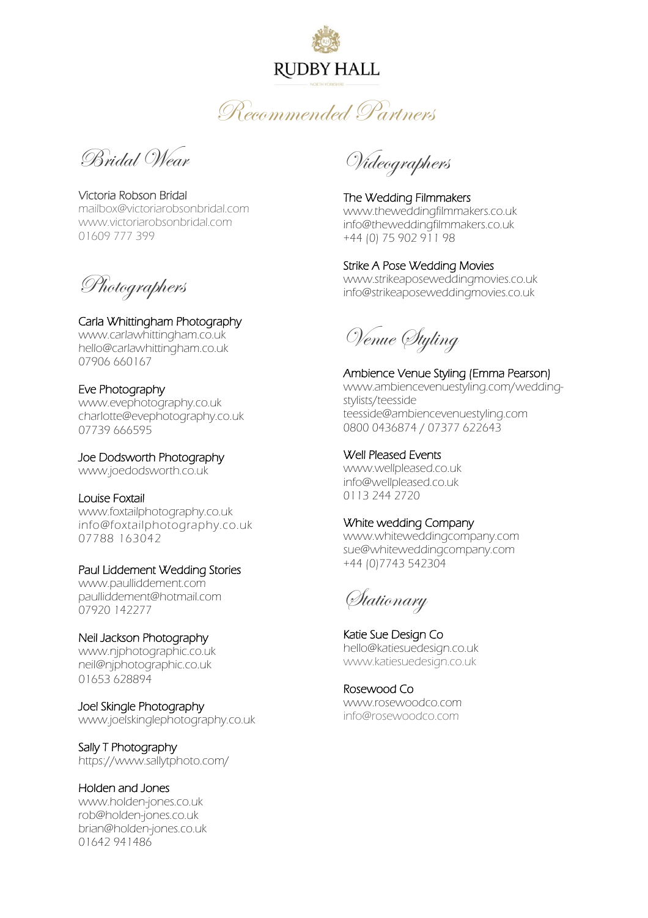# RUDBY HALL

NORTH YORKSHIRE

# Recommended Partners

## Bridal Wear

Victoria Robson Bridal
mailbox@victoriarobsonbridal.com
www.victoriarobsonbridal.com
01609 777 399

## Photographers

Carla Whittingham Photography
www.carlawhittingham.co.uk
hello@carlawhittingham.co.uk
07906 660167

Eve Photography
www.evephotography.co.uk
charlotte@evephotography.co.uk
07739 666595

Joe Dodsworth Photography
www.joedodsworth.co.uk

Louise Foxtail
www.foxtailphotography.co.uk
info@foxtailphotography.co.uk
07788 163042

Paul Liddement Wedding Stories
www.paulliddement.com
paulliddement@hotmail.com
07920 142277

Neil Jackson Photography
www.njphotographic.co.uk
neil@njphotographic.co.uk
01653 628894

Joel Skingle Photography
www.joelskinglephotography.co.uk

Sally T Photography
https://www.sallytphoto.com/

Holden and Jones
www.holden-jones.co.uk
rob@holden-jones.co.uk
brian@holden-jones.co.uk
01642 941486

## Videographers

The Wedding Filmmakers
www.theweddingfilmmakers.co.uk
info@theweddingfilmmakers.co.uk
+44 (0) 75 902 911 98

Strike A Pose Wedding Movies
www.strikeaposeweddingmovies.co.uk
info@strikeaposeweddingmovies.co.uk

## Venue Styling

Ambience Venue Styling (Emma Pearson)
www.ambiencevenuestyling.com/wedding-stylists/teesside
teesside@ambiencevenuestyling.com
0800 0436874 / 07377 622643

Well Pleased Events
www.wellpleased.co.uk
info@wellpleased.co.uk
0113 244 2720

White wedding Company
www.whiteweddingcompany.com
sue@whiteweddingcompany.com
+44 (0)7743 542304

## Stationary

Katie Sue Design Co
hello@katiesuedesign.co.uk
www.katiesuedesign.co.uk

Rosewood Co
www.rosewoodco.com
info@rosewoodco.com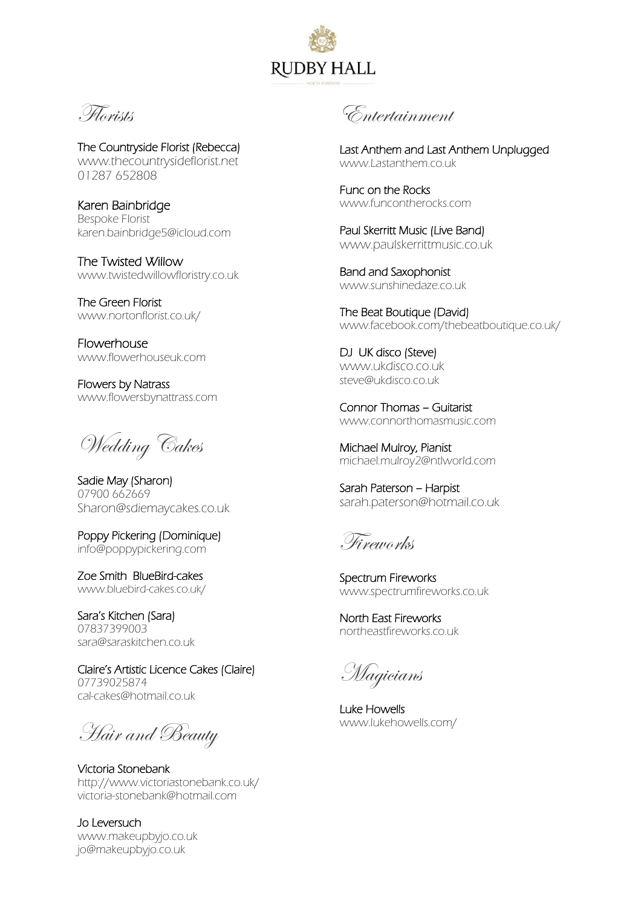# RUDBY HALL

## Florists

The Countryside Florist (Rebecca)
www.thecountrysideflorist.net
01287 652808

Karen Bainbridge
Bespoke Florist
karen.bainbridge5@icloud.com

The Twisted Willow
www.twistedwillowfloristry.co.uk

The Green Florist
www.nortonflorist.co.uk/

Flowerhouse
www.flowerhouseuk.com

Flowers by Natrass
www.flowersbynattrass.com

## Wedding Cakes

Sadie May (Sharon)
07900 662669
Sharon@sdiemaycakes.co.uk

Poppy Pickering (Dominique)
info@poppypickering.com

Zoe Smith BlueBird-cakes
www.bluebird-cakes.co.uk/

Sara's Kitchen (Sara)
07837399003
sara@saraskitchen.co.uk

Claire's Artistic Licence Cakes (Claire)
07739025874
cal-cakes@hotmail.co.uk

## Hair and Beauty

Victoria Stonebank
http://www.victoriastonebank.co.uk/
victoria-stonebank@hotmail.com

Jo Leversuch
www.makeupbyjo.co.uk
jo@makeupbyjo.co.uk

## Entertainment

Last Anthem and Last Anthem Unplugged
www.Lastanthem.co.uk

Func on the Rocks
www.funcontherocks.com

Paul Skerritt Music (Live Band)
www.paulskerrittmusic.co.uk

Band and Saxophonist
www.sunshinedaze.co.uk

The Beat Boutique (David)
www.facebook.com/thebeatboutique.co.uk/

DJ UK disco (Steve)
www.ukdisco.co.uk
steve@ukdisco.co.uk

Connor Thomas – Guitarist
www.connorthomasmusic.com

Michael Mulroy, Pianist
michael.mulroy2@ntlworld.com

Sarah Paterson – Harpist
sarah.paterson@hotmail.co.uk

## Fireworks

Spectrum Fireworks
www.spectrumfireworks.co.uk

North East Fireworks
northeastfireworks.co.uk

## Magicians

Luke Howells
www.lukehowells.com/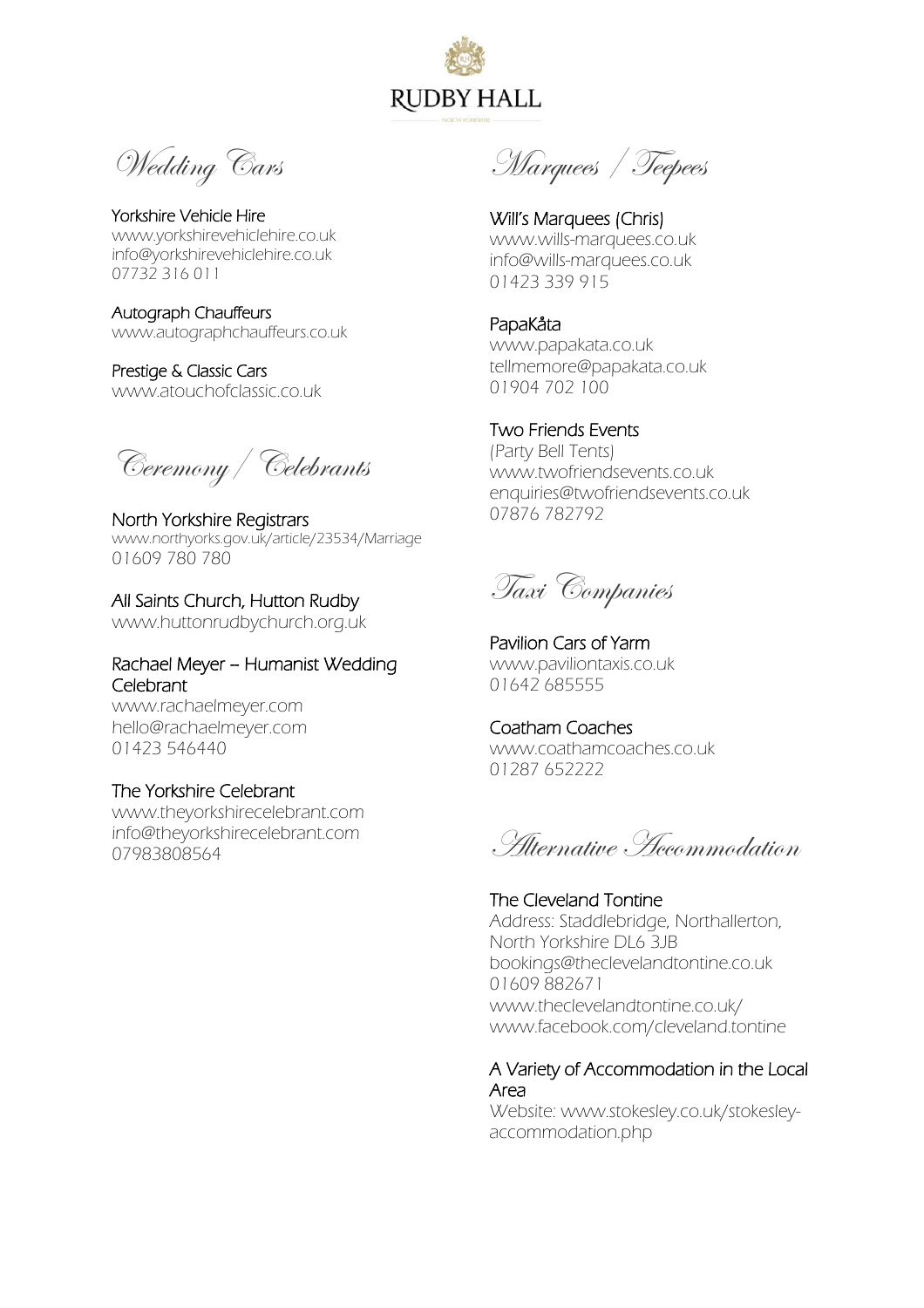# RUDBY HALL

NORTH YORKSHIRE

## Wedding Cars

**Yorkshire Vehicle Hire**
www.yorkshirevehiclehire.co.uk
info@yorkshirevehiclehire.co.uk
07732 316 011

**Autograph Chauffeurs**
www.autographchauffeurs.co.uk

**Prestige & Classic Cars**
www.atouchofclassic.co.uk

## Ceremony / Celebrants

**North Yorkshire Registrars**
www.northyorks.gov.uk/article/23534/Marriage
01609 780 780

**All Saints Church, Hutton Rudby**
www.huttonrudbychurch.org.uk

**Rachael Meyer – Humanist Wedding Celebrant**
www.rachaelmeyer.com
hello@rachaelmeyer.com
01423 546440

**The Yorkshire Celebrant**
www.theyorkshirecelebrant.com
info@theyorkshirecelebrant.com
07983808564

## Marquees / Teepees

**Will's Marquees (Chris)**
www.wills-marquees.co.uk
info@wills-marquees.co.uk
01423 339 915

**PapaKåta**
www.papakata.co.uk
tellmemore@papakata.co.uk
01904 702 100

**Two Friends Events**
(Party Bell Tents)
www.twofriendsevents.co.uk
enquiries@twofriendsevents.co.uk
07876 782792

## Taxi Companies

**Pavilion Cars of Yarm**
www.paviliontaxis.co.uk
01642 685555

**Coatham Coaches**
www.coathamcoaches.co.uk
01287 652222

## Alternative Accommodation

**The Cleveland Tontine**
Address: Staddlebridge, Northallerton, North Yorkshire DL6 3JB
bookings@theclevelandtontine.co.uk
01609 882671
www.theclevelandtontine.co.uk/
www.facebook.com/cleveland.tontine

**A Variety of Accommodation in the Local Area**
Website: www.stokesley.co.uk/stokesley-accommodation.php